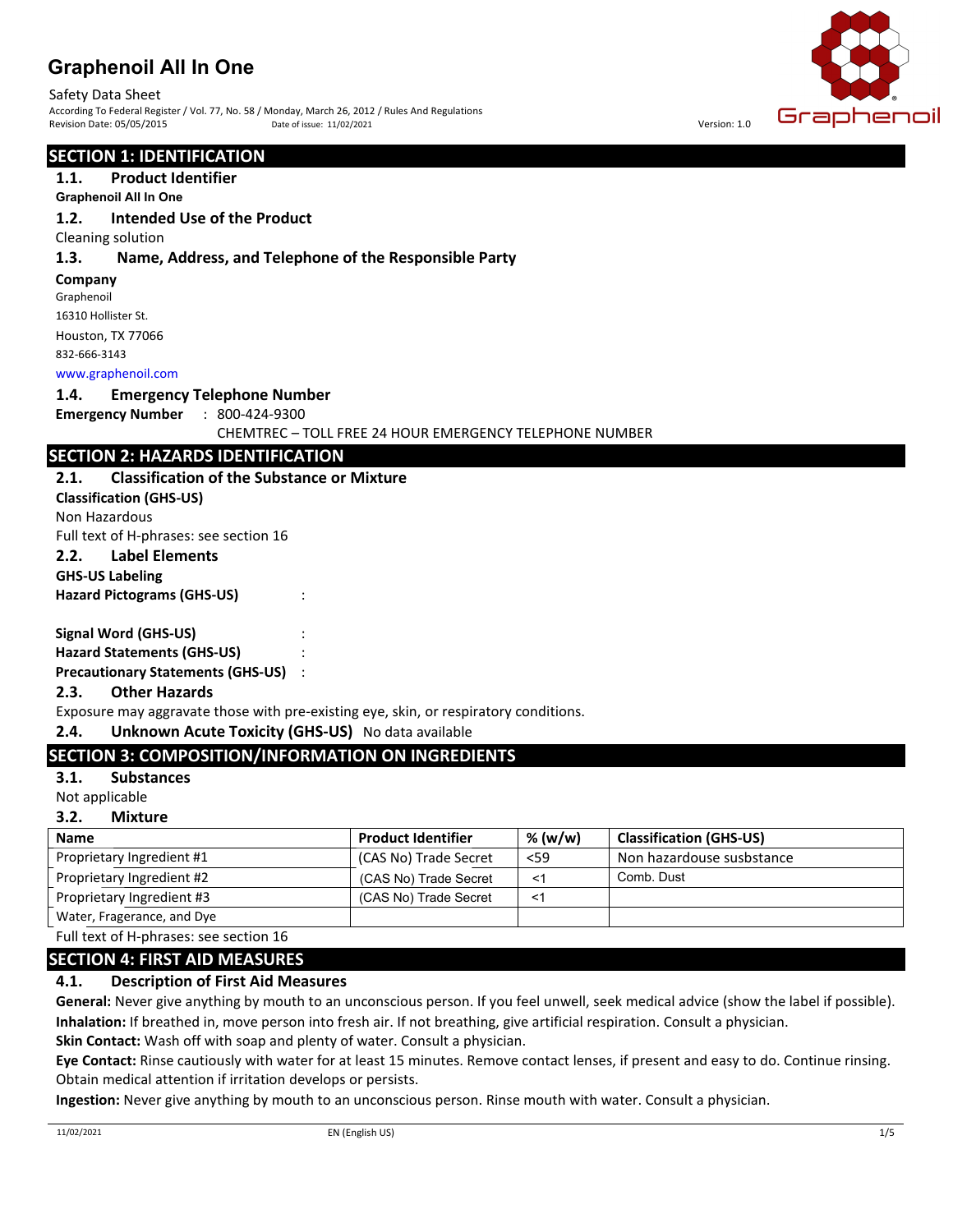# Graphenoil All In One

Safety Data Sheet
According To Federal Register / Vol. 77, No. 58 / Monday, March 26, 2012 / Rules And Regulations
Revision Date: 05/05/2015 Date of issue: 11/02/2021 Version: 1.0

## SECTION 1: IDENTIFICATION

### 1.1. Product Identifier

**Graphenoil All In One**

### 1.2. Intended Use of the Product

Cleaning solution

### 1.3. Name, Address, and Telephone of the Responsible Party

**Company**
Graphenoil
16310 Hollister St.
Houston, TX 77066
832-666-3143
www.graphenoil.com

### 1.4. Emergency Telephone Number

**Emergency Number** : 800-424-9300
CHEMTREC – TOLL FREE 24 HOUR EMERGENCY TELEPHONE NUMBER

## SECTION 2: HAZARDS IDENTIFICATION

### 2.1. Classification of the Substance or Mixture

**Classification (GHS-US)**
Non Hazardous
Full text of H-phrases: see section 16

### 2.2. Label Elements

**GHS-US Labeling**
**Hazard Pictograms (GHS-US)** :

**Signal Word (GHS-US)** :
**Hazard Statements (GHS-US)** :
**Precautionary Statements (GHS-US)** :

### 2.3. Other Hazards

Exposure may aggravate those with pre-existing eye, skin, or respiratory conditions.

### 2.4. Unknown Acute Toxicity (GHS-US)

No data available

## SECTION 3: COMPOSITION/INFORMATION ON INGREDIENTS

### 3.1. Substances

Not applicable

### 3.2. Mixture

| Name | Product Identifier | % (w/w) | Classification (GHS-US) |
|---|---|---|---|
| Proprietary Ingredient #1 | (CAS No) Trade Secret | <59 | Non hazardouse susbstance |
| Proprietary Ingredient #2 | (CAS No) Trade Secret | <1 | Comb. Dust |
| Proprietary Ingredient #3 | (CAS No) Trade Secret | <1 | |
| Water, Fragerance, and Dye | | | |

Full text of H-phrases: see section 16

## SECTION 4: FIRST AID MEASURES

### 4.1. Description of First Aid Measures

**General:** Never give anything by mouth to an unconscious person. If you feel unwell, seek medical advice (show the label if possible).

**Inhalation:** If breathed in, move person into fresh air. If not breathing, give artificial respiration. Consult a physician.

**Skin Contact:** Wash off with soap and plenty of water. Consult a physician.

**Eye Contact:** Rinse cautiously with water for at least 15 minutes. Remove contact lenses, if present and easy to do. Continue rinsing. Obtain medical attention if irritation develops or persists.

**Ingestion:** Never give anything by mouth to an unconscious person. Rinse mouth with water. Consult a physician.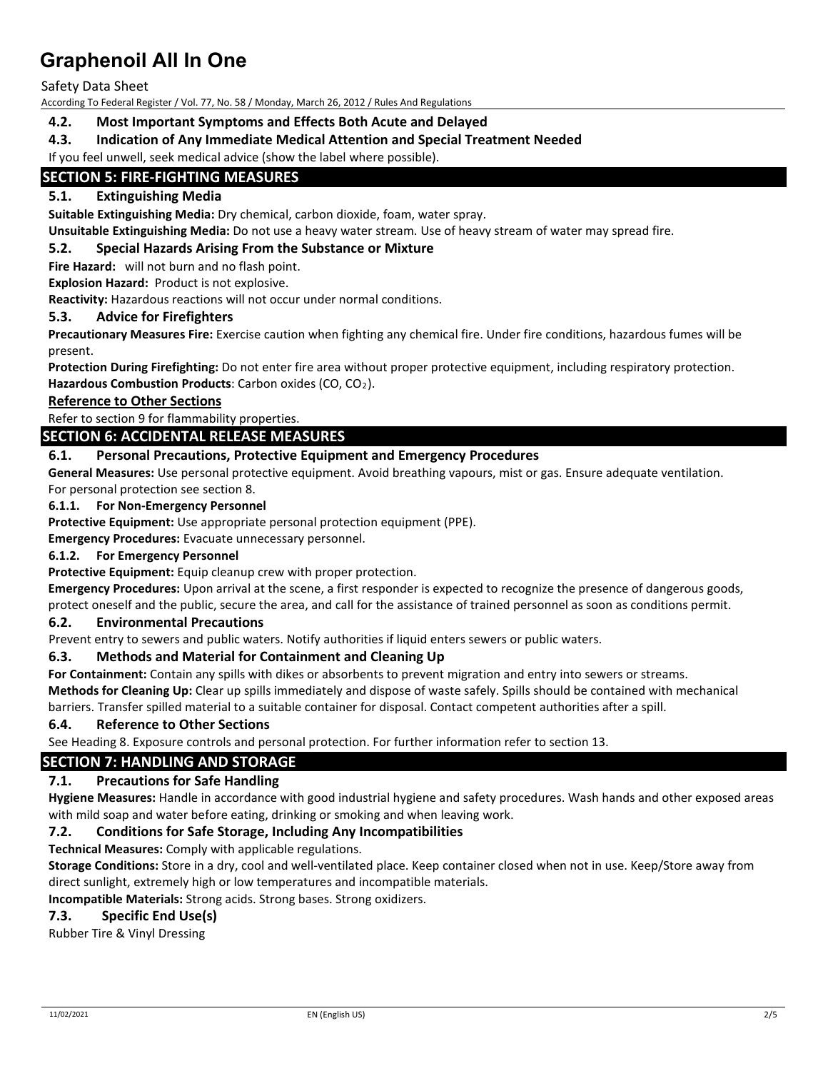### 4.2. Most Important Symptoms and Effects Both Acute and Delayed

### 4.3. Indication of Any Immediate Medical Attention and Special Treatment Needed

If you feel unwell, seek medical advice (show the label where possible).

## SECTION 5: FIRE-FIGHTING MEASURES

### 5.1. Extinguishing Media

**Suitable Extinguishing Media:** Dry chemical, carbon dioxide, foam, water spray.

**Unsuitable Extinguishing Media:** Do not use a heavy water stream. Use of heavy stream of water may spread fire.

### 5.2. Special Hazards Arising From the Substance or Mixture

**Fire Hazard:** will not burn and no flash point.

**Explosion Hazard:** Product is not explosive.

**Reactivity:** Hazardous reactions will not occur under normal conditions.

### 5.3. Advice for Firefighters

**Precautionary Measures Fire:** Exercise caution when fighting any chemical fire. Under fire conditions, hazardous fumes will be present.

**Protection During Firefighting:** Do not enter fire area without proper protective equipment, including respiratory protection.

**Hazardous Combustion Products**: Carbon oxides ($CO$, $CO_2$).

**Reference to Other Sections**

Refer to section 9 for flammability properties.

## SECTION 6: ACCIDENTAL RELEASE MEASURES

### 6.1. Personal Precautions, Protective Equipment and Emergency Procedures

**General Measures:** Use personal protective equipment. Avoid breathing vapours, mist or gas. Ensure adequate ventilation. For personal protection see section 8.

#### 6.1.1. For Non-Emergency Personnel

**Protective Equipment:** Use appropriate personal protection equipment (PPE).

**Emergency Procedures:** Evacuate unnecessary personnel.

#### 6.1.2. For Emergency Personnel

**Protective Equipment:** Equip cleanup crew with proper protection.

**Emergency Procedures:** Upon arrival at the scene, a first responder is expected to recognize the presence of dangerous goods, protect oneself and the public, secure the area, and call for the assistance of trained personnel as soon as conditions permit.

### 6.2. Environmental Precautions

Prevent entry to sewers and public waters. Notify authorities if liquid enters sewers or public waters.

### 6.3. Methods and Material for Containment and Cleaning Up

**For Containment:** Contain any spills with dikes or absorbents to prevent migration and entry into sewers or streams.

**Methods for Cleaning Up:** Clear up spills immediately and dispose of waste safely. Spills should be contained with mechanical barriers. Transfer spilled material to a suitable container for disposal. Contact competent authorities after a spill.

### 6.4. Reference to Other Sections

See Heading 8. Exposure controls and personal protection. For further information refer to section 13.

## SECTION 7: HANDLING AND STORAGE

### 7.1. Precautions for Safe Handling

**Hygiene Measures:** Handle in accordance with good industrial hygiene and safety procedures. Wash hands and other exposed areas with mild soap and water before eating, drinking or smoking and when leaving work.

### 7.2. Conditions for Safe Storage, Including Any Incompatibilities

**Technical Measures:** Comply with applicable regulations.

**Storage Conditions:** Store in a dry, cool and well-ventilated place. Keep container closed when not in use. Keep/Store away from direct sunlight, extremely high or low temperatures and incompatible materials.

**Incompatible Materials:** Strong acids. Strong bases. Strong oxidizers.

### 7.3. Specific End Use(s)

Rubber Tire & Vinyl Dressing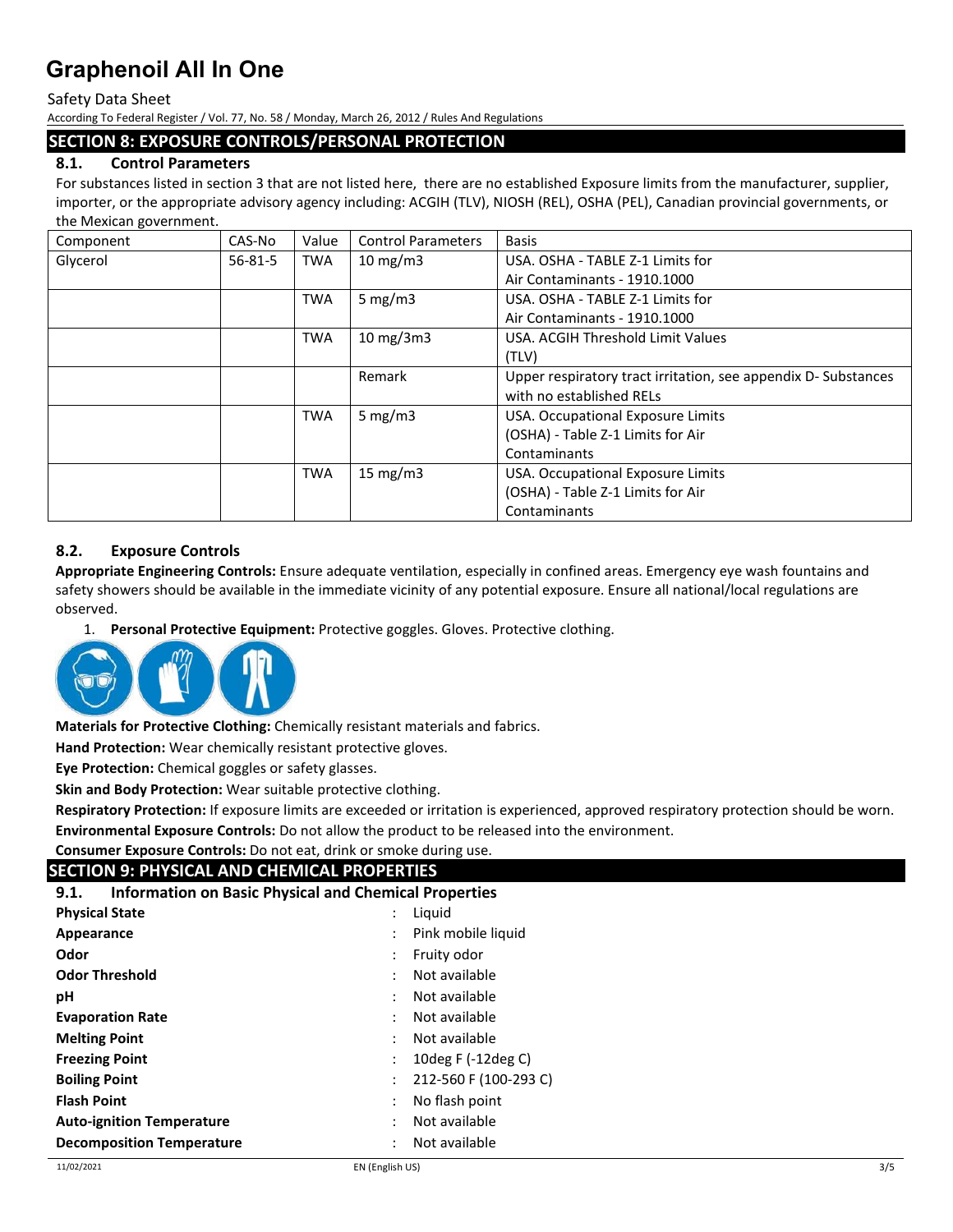## SECTION 8: EXPOSURE CONTROLS/PERSONAL PROTECTION

### 8.1. Control Parameters

For substances listed in section 3 that are not listed here, there are no established Exposure limits from the manufacturer, supplier, importer, or the appropriate advisory agency including: ACGIH (TLV), NIOSH (REL), OSHA (PEL), Canadian provincial governments, or the Mexican government.

| Component | CAS-No | Value | Control Parameters | Basis |
|---|---|---|---|---|
| Glycerol | 56-81-5 | TWA | 10 mg/m3 | USA. OSHA - TABLE Z-1 Limits for Air Contaminants - 1910.1000 |
| | | TWA | 5 mg/m3 | USA. OSHA - TABLE Z-1 Limits for Air Contaminants - 1910.1000 |
| | | TWA | 10 mg/3m3 | USA. ACGIH Threshold Limit Values (TLV) |
| | | | Remark | Upper respiratory tract irritation, see appendix D- Substances with no established RELs |
| | | TWA | 5 mg/m3 | USA. Occupational Exposure Limits (OSHA) - Table Z-1 Limits for Air Contaminants |
| | | TWA | 15 mg/m3 | USA. Occupational Exposure Limits (OSHA) - Table Z-1 Limits for Air Contaminants |

### 8.2. Exposure Controls

**Appropriate Engineering Controls:** Ensure adequate ventilation, especially in confined areas. Emergency eye wash fountains and safety showers should be available in the immediate vicinity of any potential exposure. Ensure all national/local regulations are observed.

1. **Personal Protective Equipment:** Protective goggles. Gloves. Protective clothing.

**Materials for Protective Clothing:** Chemically resistant materials and fabrics.

**Hand Protection:** Wear chemically resistant protective gloves.

**Eye Protection:** Chemical goggles or safety glasses.

**Skin and Body Protection:** Wear suitable protective clothing.

**Respiratory Protection:** If exposure limits are exceeded or irritation is experienced, approved respiratory protection should be worn.

**Environmental Exposure Controls:** Do not allow the product to be released into the environment.

**Consumer Exposure Controls:** Do not eat, drink or smoke during use.

## SECTION 9: PHYSICAL AND CHEMICAL PROPERTIES

### 9.1. Information on Basic Physical and Chemical Properties

| | | |
|---|---|---|
| **Physical State** | : | Liquid |
| **Appearance** | : | Pink mobile liquid |
| **Odor** | : | Fruity odor |
| **Odor Threshold** | : | Not available |
| **pH** | : | Not available |
| **Evaporation Rate** | : | Not available |
| **Melting Point** | : | Not available |
| **Freezing Point** | : | 10deg F (-12deg C) |
| **Boiling Point** | : | 212-560 F (100-293 C) |
| **Flash Point** | : | No flash point |
| **Auto-ignition Temperature** | : | Not available |
| **Decomposition Temperature** | : | Not available |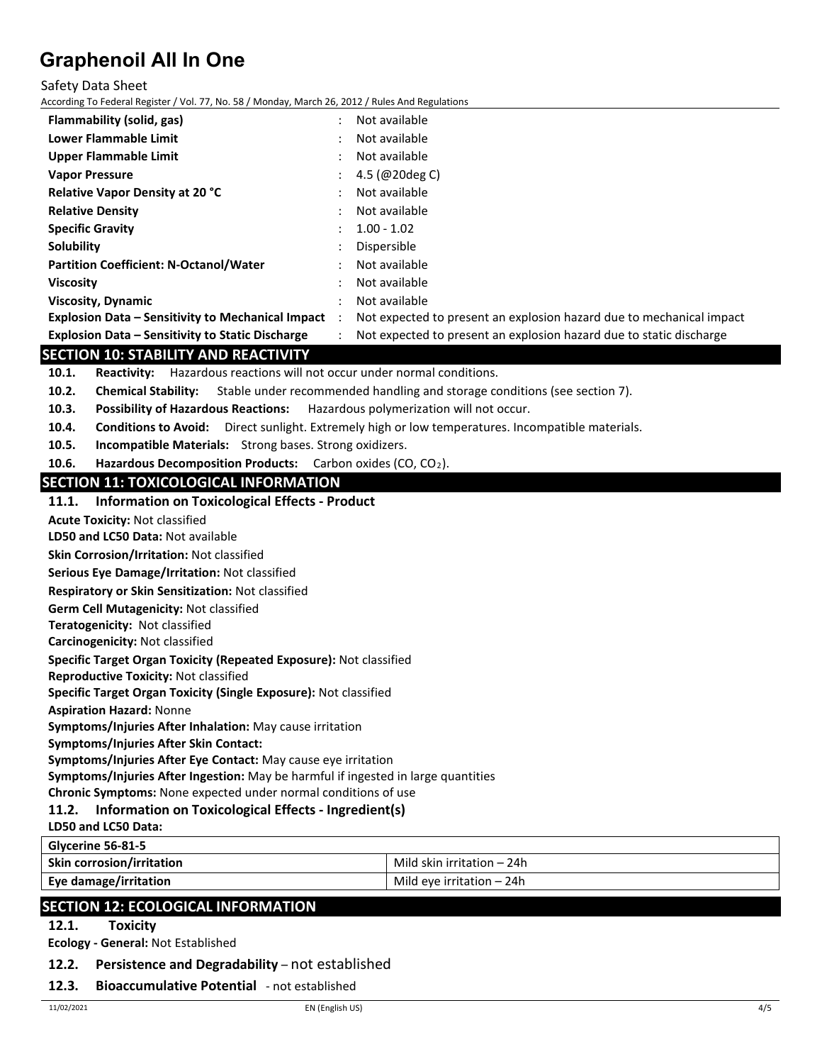| | | |
|---|---|---|
| **Flammability (solid, gas)** | : | Not available |
| **Lower Flammable Limit** | : | Not available |
| **Upper Flammable Limit** | : | Not available |
| **Vapor Pressure** | : | 4.5 (@20deg C) |
| **Relative Vapor Density at 20 °C** | : | Not available |
| **Relative Density** | : | Not available |
| **Specific Gravity** | : | 1.00 - 1.02 |
| **Solubility** | : | Dispersible |
| **Partition Coefficient: N-Octanol/Water** | : | Not available |
| **Viscosity** | : | Not available |
| **Viscosity, Dynamic** | : | Not available |
| **Explosion Data – Sensitivity to Mechanical Impact** | : | Not expected to present an explosion hazard due to mechanical impact |
| **Explosion Data – Sensitivity to Static Discharge** | : | Not expected to present an explosion hazard due to static discharge |

## SECTION 10: STABILITY AND REACTIVITY

**10.1. Reactivity:** Hazardous reactions will not occur under normal conditions.

**10.2. Chemical Stability:** Stable under recommended handling and storage conditions (see section 7).

**10.3. Possibility of Hazardous Reactions:** Hazardous polymerization will not occur.

**10.4. Conditions to Avoid:** Direct sunlight. Extremely high or low temperatures. Incompatible materials.

**10.5. Incompatible Materials:** Strong bases. Strong oxidizers.

**10.6. Hazardous Decomposition Products:** Carbon oxides (CO, $CO_2$).

## SECTION 11: TOXICOLOGICAL INFORMATION

### 11.1. Information on Toxicological Effects - Product

**Acute Toxicity:** Not classified

**LD50 and LC50 Data:** Not available

**Skin Corrosion/Irritation:** Not classified

**Serious Eye Damage/Irritation:** Not classified

**Respiratory or Skin Sensitization:** Not classified

**Germ Cell Mutagenicity:** Not classified

**Teratogenicity:** Not classified

**Carcinogenicity:** Not classified

**Specific Target Organ Toxicity (Repeated Exposure):** Not classified

**Reproductive Toxicity:** Not classified

**Specific Target Organ Toxicity (Single Exposure):** Not classified

**Aspiration Hazard:** Nonne

**Symptoms/Injuries After Inhalation:** May cause irritation

**Symptoms/Injuries After Skin Contact:**

**Symptoms/Injuries After Eye Contact:** May cause eye irritation

**Symptoms/Injuries After Ingestion:** May be harmful if ingested in large quantities

**Chronic Symptoms:** None expected under normal conditions of use

### 11.2. Information on Toxicological Effects - Ingredient(s)

**LD50 and LC50 Data:**

| **Glycerine 56-81-5** | |
|---|---|
| **Skin corrosion/irritation** | Mild skin irritation – 24h |
| **Eye damage/irritation** | Mild eye irritation – 24h |

## SECTION 12: ECOLOGICAL INFORMATION

### 12.1. Toxicity

**Ecology - General:** Not Established

### 12.2. Persistence and Degradability – not established

### 12.3. Bioaccumulative Potential - not established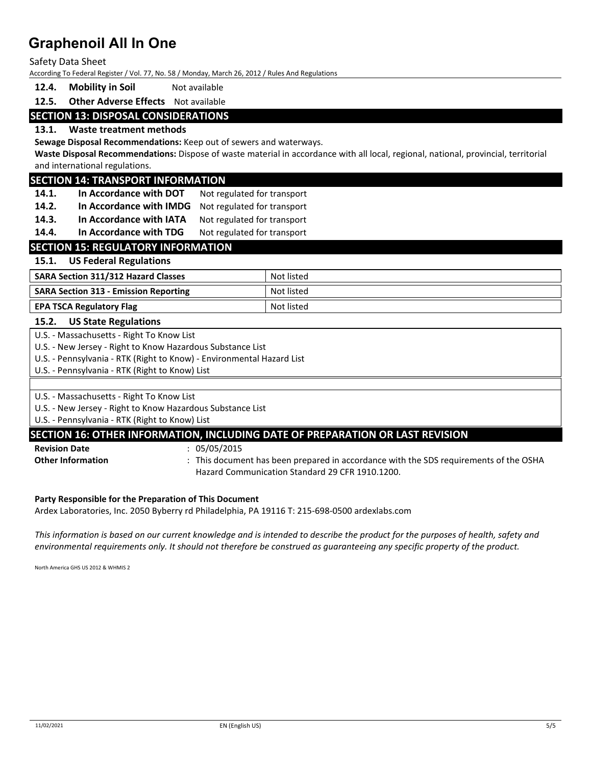**12.4. Mobility in Soil** Not available

**12.5. Other Adverse Effects** Not available

## SECTION 13: DISPOSAL CONSIDERATIONS

### 13.1. Waste treatment methods

**Sewage Disposal Recommendations:** Keep out of sewers and waterways.

**Waste Disposal Recommendations:** Dispose of waste material in accordance with all local, regional, national, provincial, territorial and international regulations.

## SECTION 14: TRANSPORT INFORMATION

| | | |
|---|---|---|
| **14.1.** | **In Accordance with DOT** | Not regulated for transport |
| **14.2.** | **In Accordance with IMDG** | Not regulated for transport |
| **14.3.** | **In Accordance with IATA** | Not regulated for transport |
| **14.4.** | **In Accordance with TDG** | Not regulated for transport |

## SECTION 15: REGULATORY INFORMATION

### 15.1. US Federal Regulations

| | |
|---|---|
| **SARA Section 311/312 Hazard Classes** | Not listed |
| **SARA Section 313 - Emission Reporting** | Not listed |
| **EPA TSCA Regulatory Flag** | Not listed |

### 15.2. US State Regulations

U.S. - Massachusetts - Right To Know List
U.S. - New Jersey - Right to Know Hazardous Substance List
U.S. - Pennsylvania - RTK (Right to Know) - Environmental Hazard List
U.S. - Pennsylvania - RTK (Right to Know) List

U.S. - Massachusetts - Right To Know List
U.S. - New Jersey - Right to Know Hazardous Substance List
U.S. - Pennsylvania - RTK (Right to Know) List

## SECTION 16: OTHER INFORMATION, INCLUDING DATE OF PREPARATION OR LAST REVISION

**Revision Date** : 05/05/2015

**Other Information** : This document has been prepared in accordance with the SDS requirements of the OSHA Hazard Communication Standard 29 CFR 1910.1200.

**Party Responsible for the Preparation of This Document**

Ardex Laboratories, Inc. 2050 Byberry rd Philadelphia, PA 19116 T: 215-698-0500 ardexlabs.com

*This information is based on our current knowledge and is intended to describe the product for the purposes of health, safety and environmental requirements only. It should not therefore be construed as guaranteeing any specific property of the product.*

North America GHS US 2012 & WHMIS 2